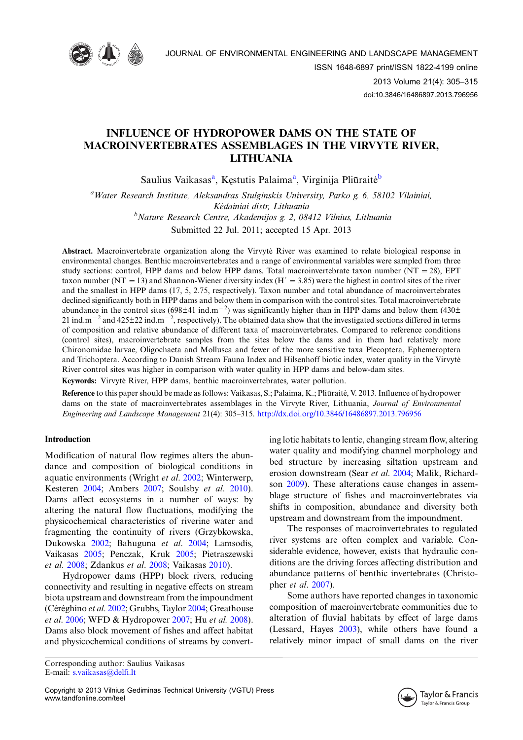# INFLUENCE OF HYDROPOWER DAMS ON THE STATE OF MACROINVERTEBRATES ASSEMBLAGES IN THE VIRVYTE RIVER, LITHUANIA

Saulius Vaikasas[a], Kęstutis Palaima[a], Virginija Pliūraitė[b]

[a]*Water Research Institute, Aleksandras Stulginskis University, Parko g. 6, 58102 Vilainiai, Kėdainiai distr, Lithuania*

[b]*Nature Research Centre, Akademijos g. 2, 08412 Vilnius, Lithuania*

Submitted 22 Jul. 2011; accepted 15 Apr. 2013

**Abstract.** Macroinvertebrate organization along the Virvytė River was examined to relate biological response in environmental changes. Benthic macroinvertebrates and a range of environmental variables were sampled from three study sections: control, HPP dams and below HPP dams. Total macroinvertebrate taxon number (NT = 28), EPT taxon number (NT = 13) and Shannon-Wiener diversity index (H′ = 3.85) were the highest in control sites of the river and the smallest in HPP dams (17, 5, 2.75, respectively). Taxon number and total abundance of macroinvertebrates declined significantly both in HPP dams and below them in comparison with the control sites. Total macroinvertebrate abundance in the control sites (698±41 ind.m$^{-2}$) was significantly higher than in HPP dams and below them (430±21 ind.m$^{-2}$ and 425±22 ind.m$^{-2}$, respectively). The obtained data show that the investigated sections differed in terms of composition and relative abundance of different taxa of macroinvertebrates. Compared to reference conditions (control sites), macroinvertebrate samples from the sites below the dams and in them had relatively more Chironomidae larvae, Oligochaeta and Mollusca and fewer of the more sensitive taxa Plecoptera, Ephemeroptera and Trichoptera. According to Danish Stream Fauna Index and Hilsenhoff biotic index, water quality in the Virvytė River control sites was higher in comparison with water quality in HPP dams and below-dam sites.

**Keywords:** Virvytė River, HPP dams, benthic macroinvertebrates, water pollution.

**Reference** to this paper should be made as follows: Vaikasas, S.; Palaima, K.; Pliūraitė, V. 2013. Influence of hydropower dams on the state of macroinvertebrates assemblages in the Virvyte River, Lithuania, *Journal of Environmental Engineering and Landscape Management* 21(4): 305–315. http://dx.doi.org/10.3846/16486897.2013.796956

## Introduction

Modification of natural flow regimes alters the abundance and composition of biological conditions in aquatic environments (Wright *et al.* 2002; Winterwerp, Kesteren 2004; Ambers 2007; Soulsby *et al.* 2010). Dams affect ecosystems in a number of ways: by altering the natural flow fluctuations, modifying the physicochemical characteristics of riverine water and fragmenting the continuity of rivers (Grzybkowska, Dukowska 2002; Bahuguna *et al.* 2004; Lamsodis, Vaikasas 2005; Penczak, Kruk 2005; Pietraszewski *et al.* 2008; Zdankus *et al.* 2008; Vaikasas 2010).

Hydropower dams (HPP) block rivers, reducing connectivity and resulting in negative effects on stream biota upstream and downstream from the impoundment (Céréghino *et al.* 2002; Grubbs, Taylor 2004; Greathouse *et al.* 2006; WFD & Hydropower 2007; Hu *et al.* 2008). Dams also block movement of fishes and affect habitat and physicochemical conditions of streams by converting lotic habitats to lentic, changing stream flow, altering water quality and modifying channel morphology and bed structure by increasing siltation upstream and erosion downstream (Sear *et al.* 2004; Malik, Richardson 2009). These alterations cause changes in assemblage structure of fishes and macroinvertebrates via shifts in composition, abundance and diversity both upstream and downstream from the impoundment.

The responses of macroinvertebrates to regulated river systems are often complex and variable. Considerable evidence, however, exists that hydraulic conditions are the driving forces affecting distribution and abundance patterns of benthic invertebrates (Christopher *et al.* 2007).

Some authors have reported changes in taxonomic composition of macroinvertebrate communities due to alteration of fluvial habitats by effect of large dams (Lessard, Hayes 2003), while others have found a relatively minor impact of small dams on the river

Corresponding author: Saulius Vaikasas
E-mail: s.vaikasas@delfi.lt

Copyright © 2013 Vilnius Gediminas Technical University (VGTU) Press
www.tandfonline.com/teel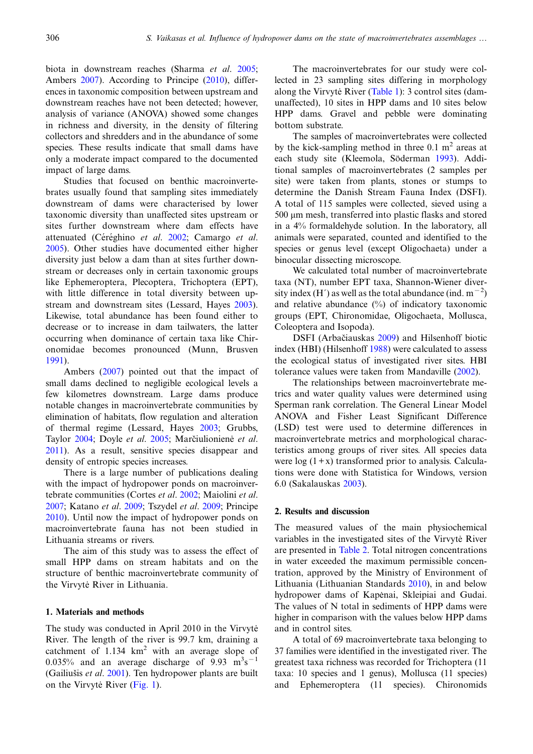biota in downstream reaches (Sharma *et al*. 2005; Ambers 2007). According to Principe (2010), differences in taxonomic composition between upstream and downstream reaches have not been detected; however, analysis of variance (ANOVA) showed some changes in richness and diversity, in the density of filtering collectors and shredders and in the abundance of some species. These results indicate that small dams have only a moderate impact compared to the documented impact of large dams.

Studies that focused on benthic macroinvertebrates usually found that sampling sites immediately downstream of dams were characterised by lower taxonomic diversity than unaffected sites upstream or sites further downstream where dam effects have attenuated (Céréghino *et al*. 2002; Camargo *et al*. 2005). Other studies have documented either higher diversity just below a dam than at sites further downstream or decreases only in certain taxonomic groups like Ephemeroptera, Plecoptera, Trichoptera (EPT), with little difference in total diversity between upstream and downstream sites (Lessard, Hayes 2003). Likewise, total abundance has been found either to decrease or to increase in dam tailwaters, the latter occurring when dominance of certain taxa like Chironomidae becomes pronounced (Munn, Brusven 1991).

Ambers (2007) pointed out that the impact of small dams declined to negligible ecological levels a few kilometres downstream. Large dams produce notable changes in macroinvertebrate communities by elimination of habitats, flow regulation and alteration of thermal regime (Lessard, Hayes 2003; Grubbs, Taylor 2004; Doyle *et al*. 2005; Marčiulionienė *et al*. 2011). As a result, sensitive species disappear and density of entropic species increases.

There is a large number of publications dealing with the impact of hydropower ponds on macroinvertebrate communities (Cortes *et al*. 2002; Maiolini *et al*. 2007; Katano *et al*. 2009; Tszydel *et al*. 2009; Principe 2010). Until now the impact of hydropower ponds on macroinvertebrate fauna has not been studied in Lithuania streams or rivers.

The aim of this study was to assess the effect of small HPP dams on stream habitats and on the structure of benthic macroinvertebrate community of the Virvytė River in Lithuania.

## 1. Materials and methods

The study was conducted in April 2010 in the Virvytė River. The length of the river is 99.7 km, draining a catchment of 1.134 km$^2$ with an average slope of 0.035% and an average discharge of 9.93 m$^3$s$^{-1}$ (Gailiušis *et al*. 2001). Ten hydropower plants are built on the Virvytė River (Fig. 1).

The macroinvertebrates for our study were collected in 23 sampling sites differing in morphology along the Virvytė River (Table 1): 3 control sites (dam-unaffected), 10 sites in HPP dams and 10 sites below HPP dams. Gravel and pebble were dominating bottom substrate.

The samples of macroinvertebrates were collected by the kick-sampling method in three 0.1 m$^2$ areas at each study site (Kleemola, Söderman 1993). Additional samples of macroinvertebrates (2 samples per site) were taken from plants, stones or stumps to determine the Danish Stream Fauna Index (DSFI). A total of 115 samples were collected, sieved using a 500 μm mesh, transferred into plastic flasks and stored in a 4% formaldehyde solution. In the laboratory, all animals were separated, counted and identified to the species or genus level (except Oligochaeta) under a binocular dissecting microscope.

We calculated total number of macroinvertebrate taxa (NT), number EPT taxa, Shannon-Wiener diversity index (H´) as well as the total abundance (ind. m$^{-2}$) and relative abundance (%) of indicatory taxonomic groups (EPT, Chironomidae, Oligochaeta, Mollusca, Coleoptera and Isopoda).

DSFI (Arbačiauskas 2009) and Hilsenhoff biotic index (HBI) (Hilsenhoff 1988) were calculated to assess the ecological status of investigated river sites. HBI tolerance values were taken from Mandaville (2002).

The relationships between macroinvertebrate metrics and water quality values were determined using Sperman rank correlation. The General Linear Model ANOVA and Fisher Least Significant Difference (LSD) test were used to determine differences in macroinvertebrate metrics and morphological characteristics among groups of river sites. All species data were log (1+x) transformed prior to analysis. Calculations were done with Statistica for Windows, version 6.0 (Sakalauskas 2003).

## 2. Results and discussion

The measured values of the main physiochemical variables in the investigated sites of the Virvytė River are presented in Table 2. Total nitrogen concentrations in water exceeded the maximum permissible concentration, approved by the Ministry of Environment of Lithuania (Lithuanian Standards 2010), in and below hydropower dams of Kapėnai, Skleipiai and Gudai. The values of N total in sediments of HPP dams were higher in comparison with the values below HPP dams and in control sites.

A total of 69 macroinvertebrate taxa belonging to 37 families were identified in the investigated river. The greatest taxa richness was recorded for Trichoptera (11 taxa: 10 species and 1 genus), Mollusca (11 species) and Ephemeroptera (11 species). Chironomids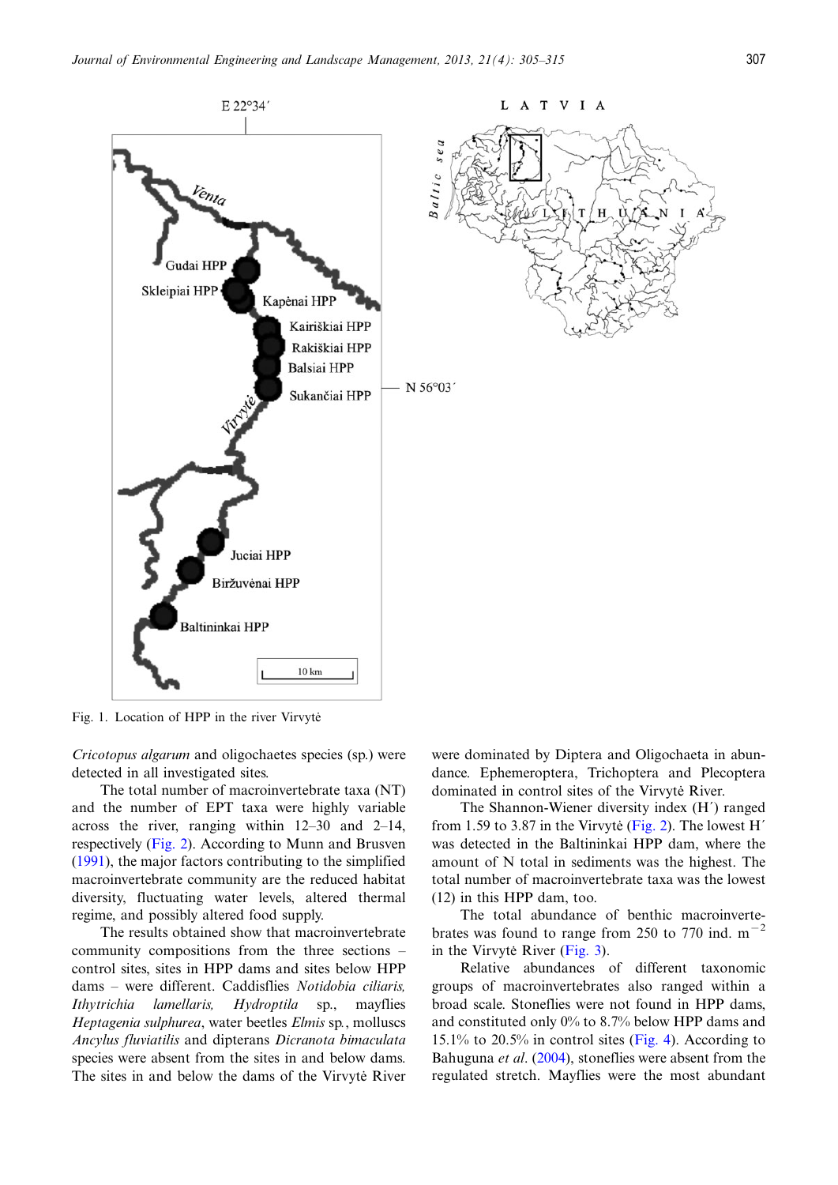Fig. 1. Location of HPP in the river Virvytė

*Cricotopus algarum* and oligochaetes species (sp.) were detected in all investigated sites.

The total number of macroinvertebrate taxa (NT) and the number of EPT taxa were highly variable across the river, ranging within 12–30 and 2–14, respectively (Fig. 2). According to Munn and Brusven (1991), the major factors contributing to the simplified macroinvertebrate community are the reduced habitat diversity, fluctuating water levels, altered thermal regime, and possibly altered food supply.

The results obtained show that macroinvertebrate community compositions from the three sections – control sites, sites in HPP dams and sites below HPP dams – were different. Caddisflies *Notidobia ciliaris, Ithytrichia lamellaris, Hydroptila* sp., mayflies *Heptagenia sulphurea*, water beetles *Elmis* sp., molluscs *Ancylus fluviatilis* and dipterans *Dicranota bimaculata* species were absent from the sites in and below dams. The sites in and below the dams of the Virvytė River were dominated by Diptera and Oligochaeta in abundance. Ephemeroptera, Trichoptera and Plecoptera dominated in control sites of the Virvytė River.

The Shannon-Wiener diversity index (H′) ranged from 1.59 to 3.87 in the Virvytė (Fig. 2). The lowest H′ was detected in the Baltininkai HPP dam, where the amount of N total in sediments was the highest. The total number of macroinvertebrate taxa was the lowest (12) in this HPP dam, too.

The total abundance of benthic macroinvertebrates was found to range from 250 to 770 ind. $m^{-2}$ in the Virvytė River (Fig. 3).

Relative abundances of different taxonomic groups of macroinvertebrates also ranged within a broad scale. Stoneflies were not found in HPP dams, and constituted only 0% to 8.7% below HPP dams and 15.1% to 20.5% in control sites (Fig. 4). According to Bahuguna *et al.* (2004), stoneflies were absent from the regulated stretch. Mayflies were the most abundant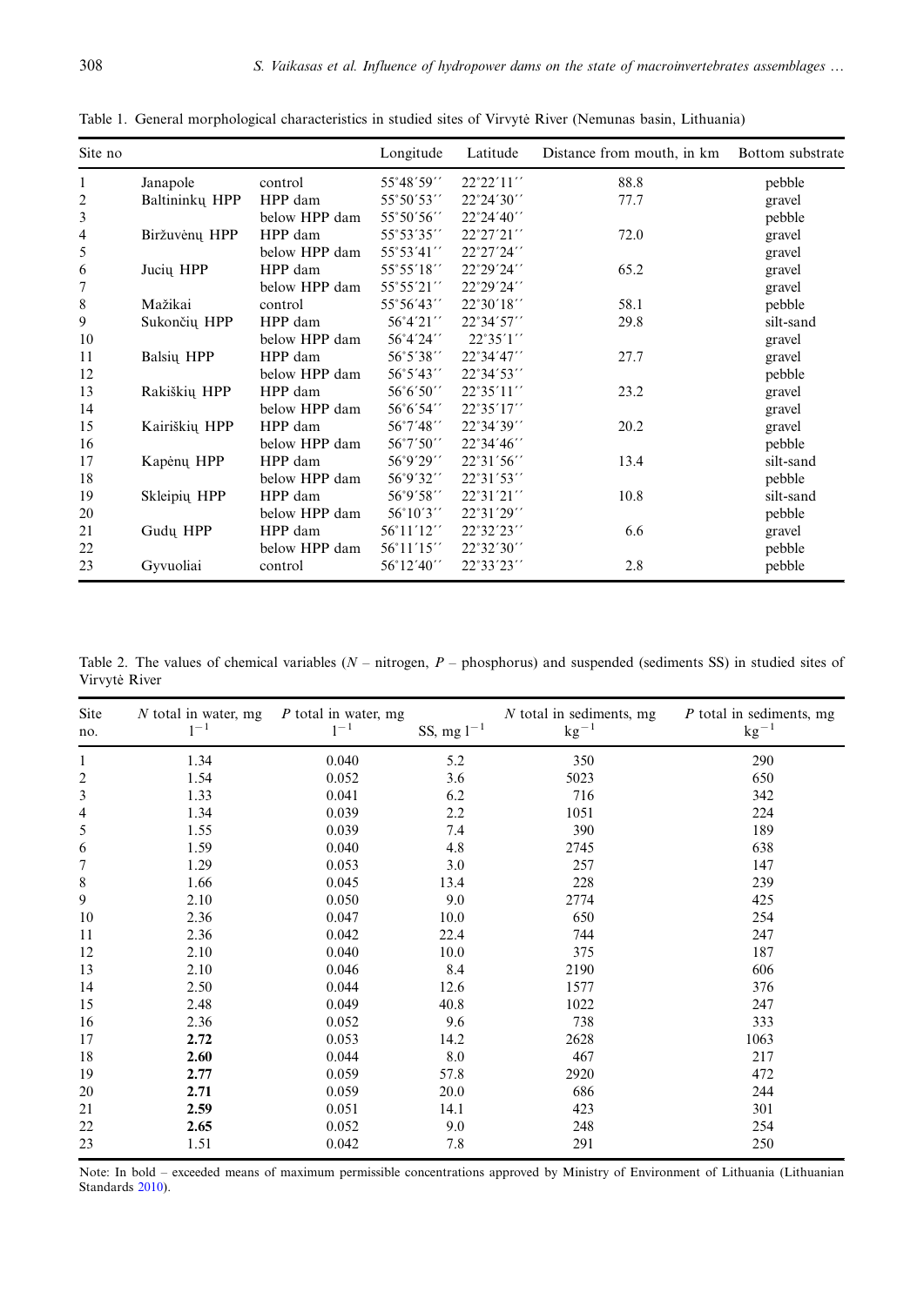Table 1. General morphological characteristics in studied sites of Virvytė River (Nemunas basin, Lithuania)

| Site no | | | Longitude | Latitude | Distance from mouth, in km | Bottom substrate |
|---|---|---|---|---|---|---|
| 1 | Janapole | control | 55°48′59′′ | 22°22′11′′ | 88.8 | pebble |
| 2 | Baltininkų HPP | HPP dam | 55°50′53′′ | 22°24′30′′ | 77.7 | gravel |
| 3 | | below HPP dam | 55°50′56′′ | 22°24′40′′ | | pebble |
| 4 | Biržuvėnų HPP | HPP dam | 55°53′35′′ | 22°27′21′′ | 72.0 | gravel |
| 5 | | below HPP dam | 55°53′41′′ | 22°27′24′′ | | gravel |
| 6 | Jucių HPP | HPP dam | 55°55′18′′ | 22°29′24′′ | 65.2 | gravel |
| 7 | | below HPP dam | 55°55′21′′ | 22°29′24′′ | | gravel |
| 8 | Mažikai | control | 55°56′43′′ | 22°30′18′′ | 58.1 | pebble |
| 9 | Sukončių HPP | HPP dam | 56°4′21′′ | 22°34′57′′ | 29.8 | silt-sand |
| 10 | | below HPP dam | 56°4′24′′ | 22°35′1′′ | | gravel |
| 11 | Balsių HPP | HPP dam | 56°5′38′′ | 22°34′47′′ | 27.7 | gravel |
| 12 | | below HPP dam | 56°5′43′′ | 22°34′53′′ | | pebble |
| 13 | Rakiškių HPP | HPP dam | 56°6′50′′ | 22°35′11′′ | 23.2 | gravel |
| 14 | | below HPP dam | 56°6′54′′ | 22°35′17′′ | | gravel |
| 15 | Kairiškių HPP | HPP dam | 56°7′48′′ | 22°34′39′′ | 20.2 | gravel |
| 16 | | below HPP dam | 56°7′50′′ | 22°34′46′′ | | pebble |
| 17 | Kapėnų HPP | HPP dam | 56°9′29′′ | 22°31′56′′ | 13.4 | silt-sand |
| 18 | | below HPP dam | 56°9′32′′ | 22°31′53′′ | | pebble |
| 19 | Skleipių HPP | HPP dam | 56°9′58′′ | 22°31′21′′ | 10.8 | silt-sand |
| 20 | | below HPP dam | 56°10′3′′ | 22°31′29′′ | | pebble |
| 21 | Gudų HPP | HPP dam | 56°11′12′′ | 22°32′23′′ | 6.6 | gravel |
| 22 | | below HPP dam | 56°11′15′′ | 22°32′30′′ | | pebble |
| 23 | Gyvuoliai | control | 56°12′40′′ | 22°33′23′′ | 2.8 | pebble |

Table 2. The values of chemical variables ($N$ – nitrogen, $P$ – phosphorus) and suspended (sediments SS) in studied sites of Virvytė River

| Site no. | $N$ total in water, mg $l^{-1}$ | $P$ total in water, mg $l^{-1}$ | SS, mg $l^{-1}$ | $N$ total in sediments, mg $kg^{-1}$ | $P$ total in sediments, mg $kg^{-1}$ |
|---|---|---|---|---|---|
| 1 | 1.34 | 0.040 | 5.2 | 350 | 290 |
| 2 | 1.54 | 0.052 | 3.6 | 5023 | 650 |
| 3 | 1.33 | 0.041 | 6.2 | 716 | 342 |
| 4 | 1.34 | 0.039 | 2.2 | 1051 | 224 |
| 5 | 1.55 | 0.039 | 7.4 | 390 | 189 |
| 6 | 1.59 | 0.040 | 4.8 | 2745 | 638 |
| 7 | 1.29 | 0.053 | 3.0 | 257 | 147 |
| 8 | 1.66 | 0.045 | 13.4 | 228 | 239 |
| 9 | 2.10 | 0.050 | 9.0 | 2774 | 425 |
| 10 | 2.36 | 0.047 | 10.0 | 650 | 254 |
| 11 | 2.36 | 0.042 | 22.4 | 744 | 247 |
| 12 | 2.10 | 0.040 | 10.0 | 375 | 187 |
| 13 | 2.10 | 0.046 | 8.4 | 2190 | 606 |
| 14 | 2.50 | 0.044 | 12.6 | 1577 | 376 |
| 15 | 2.48 | 0.049 | 40.8 | 1022 | 247 |
| 16 | 2.36 | 0.052 | 9.6 | 738 | 333 |
| 17 | **2.72** | 0.053 | 14.2 | 2628 | 1063 |
| 18 | **2.60** | 0.044 | 8.0 | 467 | 217 |
| 19 | **2.77** | 0.059 | 57.8 | 2920 | 472 |
| 20 | **2.71** | 0.059 | 20.0 | 686 | 244 |
| 21 | **2.59** | 0.051 | 14.1 | 423 | 301 |
| 22 | **2.65** | 0.052 | 9.0 | 248 | 254 |
| 23 | 1.51 | 0.042 | 7.8 | 291 | 250 |

Note: In bold – exceeded means of maximum permissible concentrations approved by Ministry of Environment of Lithuania (Lithuanian Standards 2010).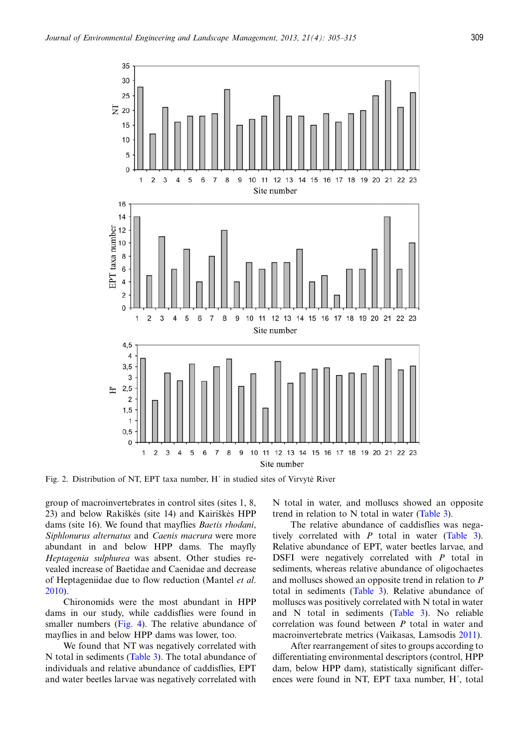Fig. 2. Distribution of NT, EPT taxa number, H´ in studied sites of Virvytė River

group of macroinvertebrates in control sites (sites 1, 8, 23) and below Rakiškės (site 14) and Kairiškės HPP dams (site 16). We found that mayflies *Baetis rhodani*, *Siphlonurus alternatus* and *Caenis macrura* were more abundant in and below HPP dams. The mayfly *Heptagenia sulphurea* was absent. Other studies revealed increase of Baetidae and Caenidae and decrease of Heptageniidae due to flow reduction (Mantel *et al.* 2010).

Chironomids were the most abundant in HPP dams in our study, while caddisflies were found in smaller numbers (Fig. 4). The relative abundance of mayflies in and below HPP dams was lower, too.

We found that NT was negatively correlated with N total in sediments (Table 3). The total abundance of individuals and relative abundance of caddisflies, EPT and water beetles larvae was negatively correlated with N total in water, and molluscs showed an opposite trend in relation to N total in water (Table 3).

The relative abundance of caddisflies was negatively correlated with *P* total in water (Table 3). Relative abundance of EPT, water beetles larvae, and DSFI were negatively correlated with *P* total in sediments, whereas relative abundance of oligochaetes and molluscs showed an opposite trend in relation to *P* total in sediments (Table 3). Relative abundance of molluscs was positively correlated with N total in water and N total in sediments (Table 3). No reliable correlation was found between *P* total in water and macroinvertebrate metrics (Vaikasas, Lamsodis 2011).

After rearrangement of sites to groups according to differentiating environmental descriptors (control, HPP dam, below HPP dam), statistically significant differences were found in NT, EPT taxa number, H´, total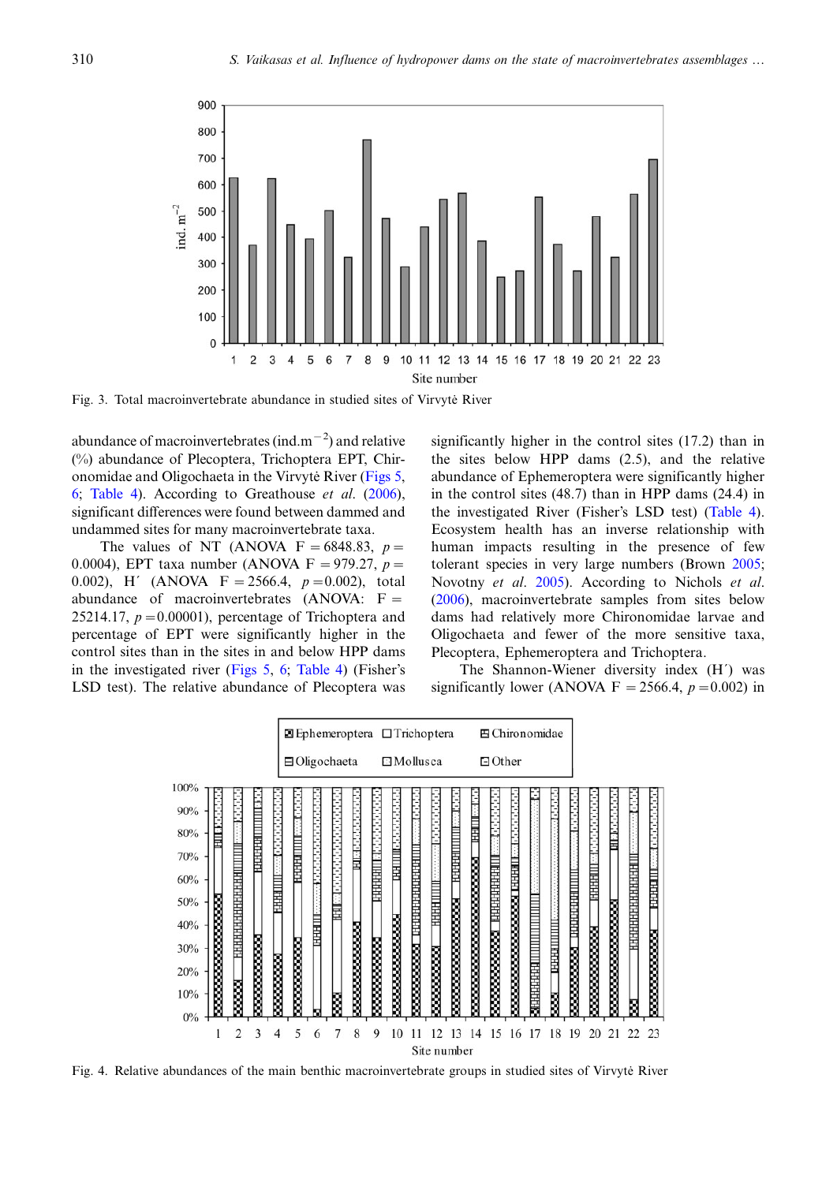Fig. 3. Total macroinvertebrate abundance in studied sites of Virvytė River

abundance of macroinvertebrates (ind.m$^{-2}$) and relative (%) abundance of Plecoptera, Trichoptera EPT, Chironomidae and Oligochaeta in the Virvytė River (Figs 5, 6; Table 4). According to Greathouse *et al.* (2006), significant differences were found between dammed and undammed sites for many macroinvertebrate taxa.

The values of NT (ANOVA $F = 6848.83$, $p = 0.0004$), EPT taxa number (ANOVA $F = 979.27$, $p = 0.002$), H´ (ANOVA $F = 2566.4$, $p = 0.002$), total abundance of macroinvertebrates (ANOVA: $F = 25214.17$, $p = 0.00001$), percentage of Trichoptera and percentage of EPT were significantly higher in the control sites than in the sites in and below HPP dams in the investigated river (Figs 5, 6; Table 4) (Fisher's LSD test). The relative abundance of Plecoptera was significantly higher in the control sites (17.2) than in the sites below HPP dams (2.5), and the relative abundance of Ephemeroptera were significantly higher in the control sites (48.7) than in HPP dams (24.4) in the investigated River (Fisher's LSD test) (Table 4). Ecosystem health has an inverse relationship with human impacts resulting in the presence of few tolerant species in very large numbers (Brown 2005; Novotny *et al.* 2005). According to Nichols *et al.* (2006), macroinvertebrate samples from sites below dams had relatively more Chironomidae larvae and Oligochaeta and fewer of the more sensitive taxa, Plecoptera, Ephemeroptera and Trichoptera.

The Shannon-Wiener diversity index (H´) was significantly lower (ANOVA $F = 2566.4$, $p = 0.002$) in

Fig. 4. Relative abundances of the main benthic macroinvertebrate groups in studied sites of Virvytė River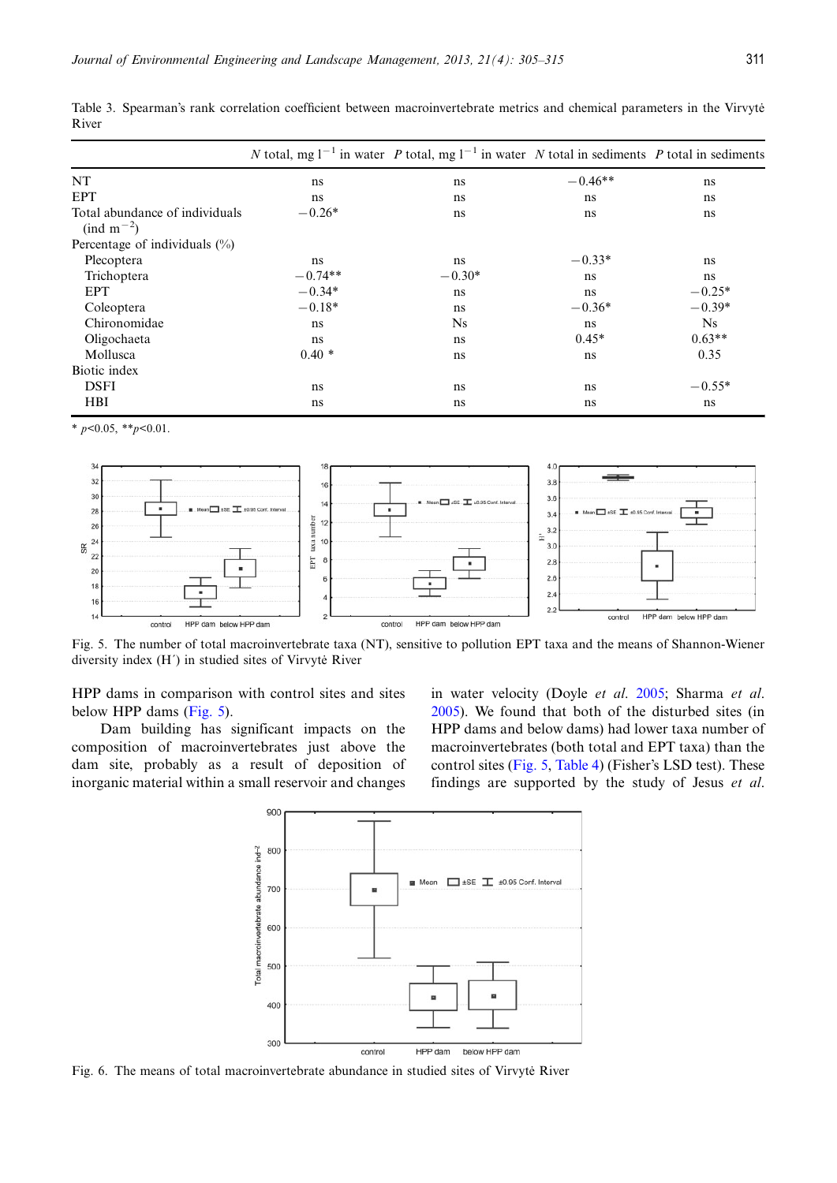Table 3. Spearman's rank correlation coefficient between macroinvertebrate metrics and chemical parameters in the Virvytė River

| | $N$ total, mg $l^{-1}$ in water | $P$ total, mg $l^{-1}$ in water | $N$ total in sediments | $P$ total in sediments |
|---|---|---|---|---|
| NT | ns | ns | −0.46** | ns |
| EPT | ns | ns | ns | ns |
| Total abundance of individuals (ind $m^{-2}$) | −0.26* | ns | ns | ns |
| Percentage of individuals (%) | | | | |
| Plecoptera | ns | ns | −0.33* | ns |
| Trichoptera | −0.74** | −0.30* | ns | ns |
| EPT | −0.34* | ns | ns | −0.25* |
| Coleoptera | −0.18* | ns | −0.36* | −0.39* |
| Chironomidae | ns | Ns | ns | Ns |
| Oligochaeta | ns | ns | 0.45* | 0.63** |
| Mollusca | 0.40 * | ns | ns | 0.35 |
| Biotic index | | | | |
| DSFI | ns | ns | ns | −0.55* |
| HBI | ns | ns | ns | ns |

* $p$<0.05, **$p$<0.01.

Fig. 5. The number of total macroinvertebrate taxa (NT), sensitive to pollution EPT taxa and the means of Shannon-Wiener diversity index (H′) in studied sites of Virvytė River

HPP dams in comparison with control sites and sites below HPP dams (Fig. 5).

Dam building has significant impacts on the composition of macroinvertebrates just above the dam site, probably as a result of deposition of inorganic material within a small reservoir and changes in water velocity (Doyle *et al.* 2005; Sharma *et al.* 2005). We found that both of the disturbed sites (in HPP dams and below dams) had lower taxa number of macroinvertebrates (both total and EPT taxa) than the control sites (Fig. 5, Table 4) (Fisher's LSD test). These findings are supported by the study of Jesus *et al.*

Fig. 6. The means of total macroinvertebrate abundance in studied sites of Virvytė River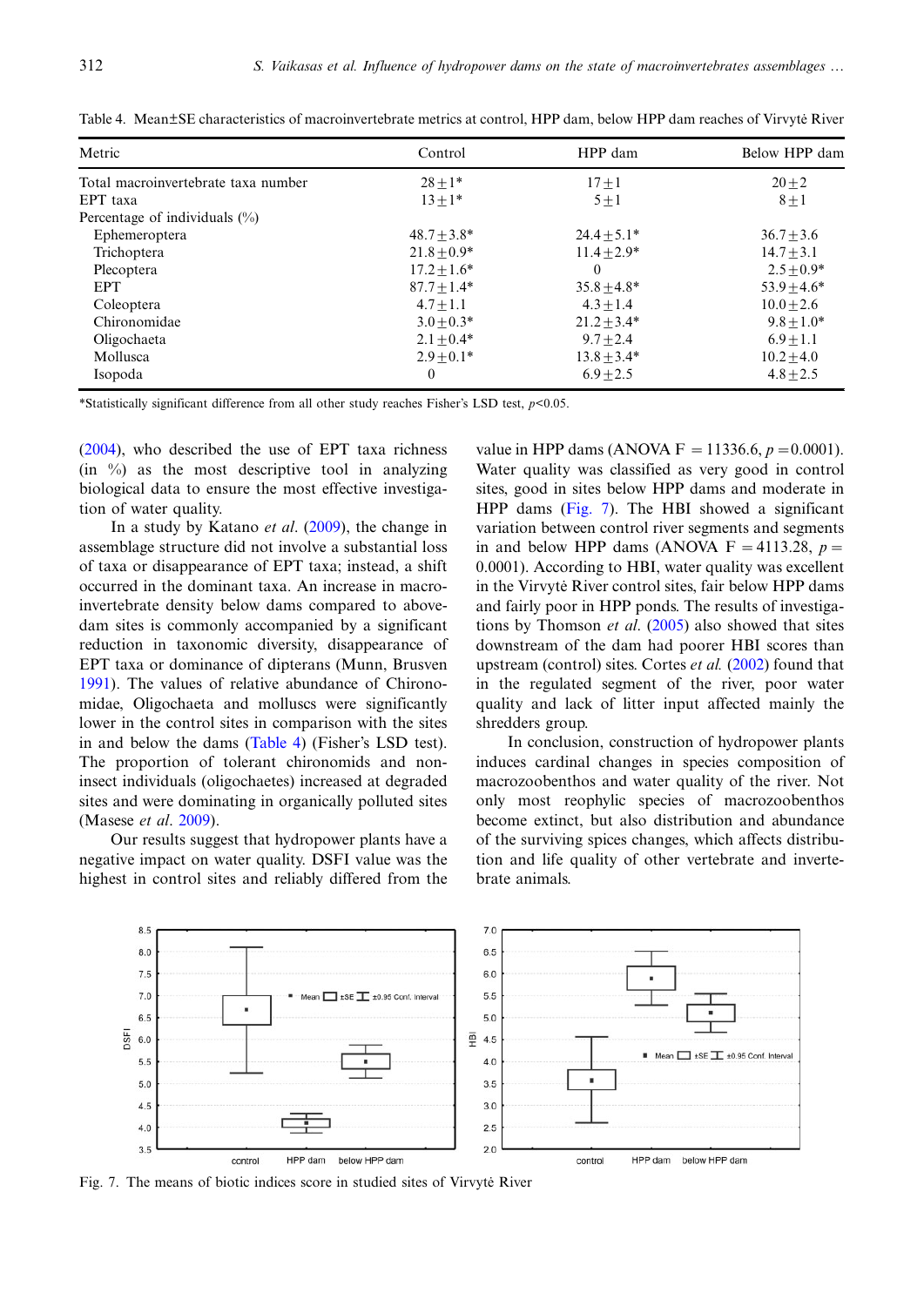Table 4. Mean±SE characteristics of macroinvertebrate metrics at control, HPP dam, below HPP dam reaches of Virvytė River

| Metric | Control | HPP dam | Below HPP dam |
|---|---|---|---|
| Total macroinvertebrate taxa number | 28±1* | 17±1 | 20±2 |
| EPT taxa | 13±1* | 5±1 | 8±1 |
| Percentage of individuals (%) | | | |
| Ephemeroptera | 48.7±3.8* | 24.4±5.1* | 36.7±3.6 |
| Trichoptera | 21.8±0.9* | 11.4±2.9* | 14.7±3.1 |
| Plecoptera | 17.2±1.6* | 0 | 2.5±0.9* |
| EPT | 87.7±1.4* | 35.8±4.8* | 53.9±4.6* |
| Coleoptera | 4.7±1.1 | 4.3±1.4 | 10.0±2.6 |
| Chironomidae | 3.0±0.3* | 21.2±3.4* | 9.8±1.0* |
| Oligochaeta | 2.1±0.4* | 9.7±2.4 | 6.9±1.1 |
| Mollusca | 2.9±0.1* | 13.8±3.4* | 10.2±4.0 |
| Isopoda | 0 | 6.9±2.5 | 4.8±2.5 |

*Statistically significant difference from all other study reaches Fisher's LSD test, $p<0.05$.

(2004), who described the use of EPT taxa richness (in %) as the most descriptive tool in analyzing biological data to ensure the most effective investigation of water quality.

In a study by Katano *et al*. (2009), the change in assemblage structure did not involve a substantial loss of taxa or disappearance of EPT taxa; instead, a shift occurred in the dominant taxa. An increase in macroinvertebrate density below dams compared to above-dam sites is commonly accompanied by a significant reduction in taxonomic diversity, disappearance of EPT taxa or dominance of dipterans (Munn, Brusven 1991). The values of relative abundance of Chironomidae, Oligochaeta and molluscs were significantly lower in the control sites in comparison with the sites in and below the dams (Table 4) (Fisher's LSD test). The proportion of tolerant chironomids and non-insect individuals (oligochaetes) increased at degraded sites and were dominating in organically polluted sites (Masese *et al*. 2009).

Our results suggest that hydropower plants have a negative impact on water quality. DSFI value was the highest in control sites and reliably differed from the value in HPP dams (ANOVA F $=11336.6$, $p=0.0001$). Water quality was classified as very good in control sites, good in sites below HPP dams and moderate in HPP dams (Fig. 7). The HBI showed a significant variation between control river segments and segments in and below HPP dams (ANOVA F $=4113.28$, $p=0.0001$). According to HBI, water quality was excellent in the Virvytė River control sites, fair below HPP dams and fairly poor in HPP ponds. The results of investigations by Thomson *et al*. (2005) also showed that sites downstream of the dam had poorer HBI scores than upstream (control) sites. Cortes *et al.* (2002) found that in the regulated segment of the river, poor water quality and lack of litter input affected mainly the shredders group.

In conclusion, construction of hydropower plants induces cardinal changes in species composition of macrozoobenthos and water quality of the river. Not only most reophylic species of macrozoobenthos become extinct, but also distribution and abundance of the surviving spices changes, which affects distribution and life quality of other vertebrate and invertebrate animals.

Fig. 7. The means of biotic indices score in studied sites of Virvytė River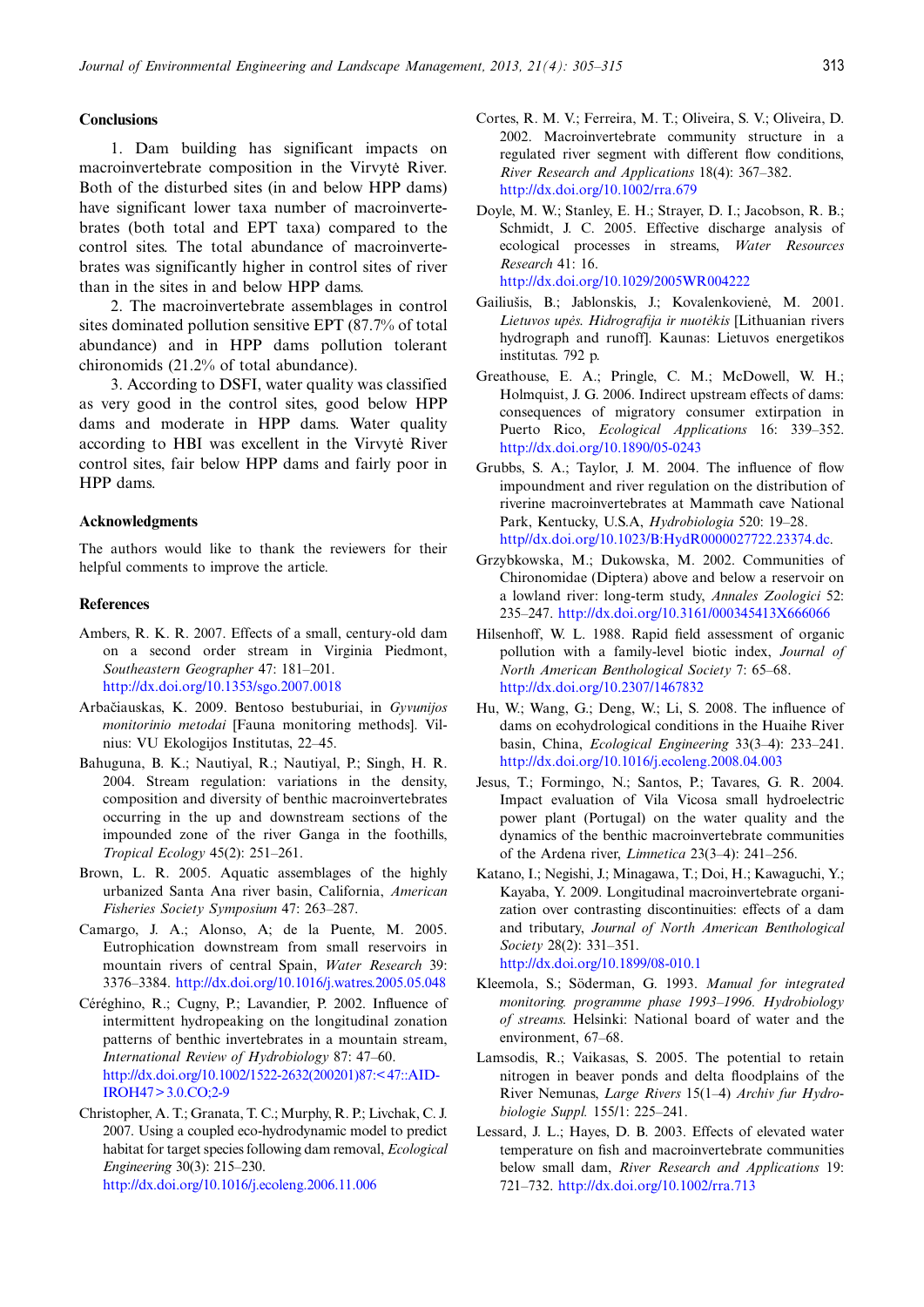## Conclusions

1. Dam building has significant impacts on macroinvertebrate composition in the Virvytė River. Both of the disturbed sites (in and below HPP dams) have significant lower taxa number of macroinvertebrates (both total and EPT taxa) compared to the control sites. The total abundance of macroinvertebrates was significantly higher in control sites of river than in the sites in and below HPP dams.

2. The macroinvertebrate assemblages in control sites dominated pollution sensitive EPT (87.7% of total abundance) and in HPP dams pollution tolerant chironomids (21.2% of total abundance).

3. According to DSFI, water quality was classified as very good in the control sites, good below HPP dams and moderate in HPP dams. Water quality according to HBI was excellent in the Virvytė River control sites, fair below HPP dams and fairly poor in HPP dams.

## Acknowledgments

The authors would like to thank the reviewers for their helpful comments to improve the article.

## References

Ambers, R. K. R. 2007. Effects of a small, century-old dam on a second order stream in Virginia Piedmont, *Southeastern Geographer* 47: 181–201. http://dx.doi.org/10.1353/sgo.2007.0018

Arbačiauskas, K. 2009. Bentoso bestuburiai, in *Gyvunijos monitorinio metodai* [Fauna monitoring methods]. Vilnius: VU Ekologijos Institutas, 22–45.

Bahuguna, B. K.; Nautiyal, R.; Nautiyal, P.; Singh, H. R. 2004. Stream regulation: variations in the density, composition and diversity of benthic macroinvertebrates occurring in the up and downstream sections of the impounded zone of the river Ganga in the foothills, *Tropical Ecology* 45(2): 251–261.

Brown, L. R. 2005. Aquatic assemblages of the highly urbanized Santa Ana river basin, California, *American Fisheries Society Symposium* 47: 263–287.

Camargo, J. A.; Alonso, A; de la Puente, M. 2005. Eutrophication downstream from small reservoirs in mountain rivers of central Spain, *Water Research* 39: 3376–3384. http://dx.doi.org/10.1016/j.watres.2005.05.048

Céréghino, R.; Cugny, P.; Lavandier, P. 2002. Influence of intermittent hydropeaking on the longitudinal zonation patterns of benthic invertebrates in a mountain stream, *International Review of Hydrobiology* 87: 47–60. http://dx.doi.org/10.1002/1522-2632(200201)87:<47::AID-IROH47>3.0.CO;2-9

Christopher, A. T.; Granata, T. C.; Murphy, R. P.; Livchak, C. J. 2007. Using a coupled eco-hydrodynamic model to predict habitat for target species following dam removal, *Ecological Engineering* 30(3): 215–230. http://dx.doi.org/10.1016/j.ecoleng.2006.11.006

Cortes, R. M. V.; Ferreira, M. T.; Oliveira, S. V.; Oliveira, D. 2002. Macroinvertebrate community structure in a regulated river segment with different flow conditions, *River Research and Applications* 18(4): 367–382. http://dx.doi.org/10.1002/rra.679

Doyle, M. W.; Stanley, E. H.; Strayer, D. I.; Jacobson, R. B.; Schmidt, J. C. 2005. Effective discharge analysis of ecological processes in streams, *Water Resources Research* 41: 16. http://dx.doi.org/10.1029/2005WR004222

Gailiušis, B.; Jablonskis, J.; Kovalenkovienė, M. 2001. *Lietuvos upės. Hidrografija ir nuotėkis* [Lithuanian rivers hydrograph and runoff]. Kaunas: Lietuvos energetikos institutas. 792 p.

Greathouse, E. A.; Pringle, C. M.; McDowell, W. H.; Holmquist, J. G. 2006. Indirect upstream effects of dams: consequences of migratory consumer extirpation in Puerto Rico, *Ecological Applications* 16: 339–352. http://dx.doi.org/10.1890/05-0243

Grubbs, S. A.; Taylor, J. M. 2004. The influence of flow impoundment and river regulation on the distribution of riverine macroinvertebrates at Mammath cave National Park, Kentucky, U.S.A, *Hydrobiologia* 520: 19–28. http://dx.doi.org/10.1023/B:HydR0000027722.23374.dc.

Grzybkowska, M.; Dukowska, M. 2002. Communities of Chironomidae (Diptera) above and below a reservoir on a lowland river: long-term study, *Annales Zoologici* 52: 235–247. http://dx.doi.org/10.3161/000345413X666066

Hilsenhoff, W. L. 1988. Rapid field assessment of organic pollution with a family-level biotic index, *Journal of North American Benthological Society* 7: 65–68. http://dx.doi.org/10.2307/1467832

Hu, W.; Wang, G.; Deng, W.; Li, S. 2008. The influence of dams on ecohydrological conditions in the Huaihe River basin, China, *Ecological Engineering* 33(3–4): 233–241. http://dx.doi.org/10.1016/j.ecoleng.2008.04.003

Jesus, T.; Formingo, N.; Santos, P.; Tavares, G. R. 2004. Impact evaluation of Vila Vicosa small hydroelectric power plant (Portugal) on the water quality and the dynamics of the benthic macroinvertebrate communities of the Ardena river, *Limnetica* 23(3–4): 241–256.

Katano, I.; Negishi, J.; Minagawa, T.; Doi, H.; Kawaguchi, Y.; Kayaba, Y. 2009. Longitudinal macroinvertebrate organization over contrasting discontinuities: effects of a dam and tributary, *Journal of North American Benthological Society* 28(2): 331–351. http://dx.doi.org/10.1899/08-010.1

Kleemola, S.; Söderman, G. 1993. *Manual for integrated monitoring. programme phase 1993–1996. Hydrobiology of streams*. Helsinki: National board of water and the environment, 67–68.

Lamsodis, R.; Vaikasas, S. 2005. The potential to retain nitrogen in beaver ponds and delta floodplains of the River Nemunas, *Large Rivers* 15(1–4) *Archiv fur Hydrobiologie Suppl.* 155/1: 225–241.

Lessard, J. L.; Hayes, D. B. 2003. Effects of elevated water temperature on fish and macroinvertebrate communities below small dam, *River Research and Applications* 19: 721–732. http://dx.doi.org/10.1002/rra.713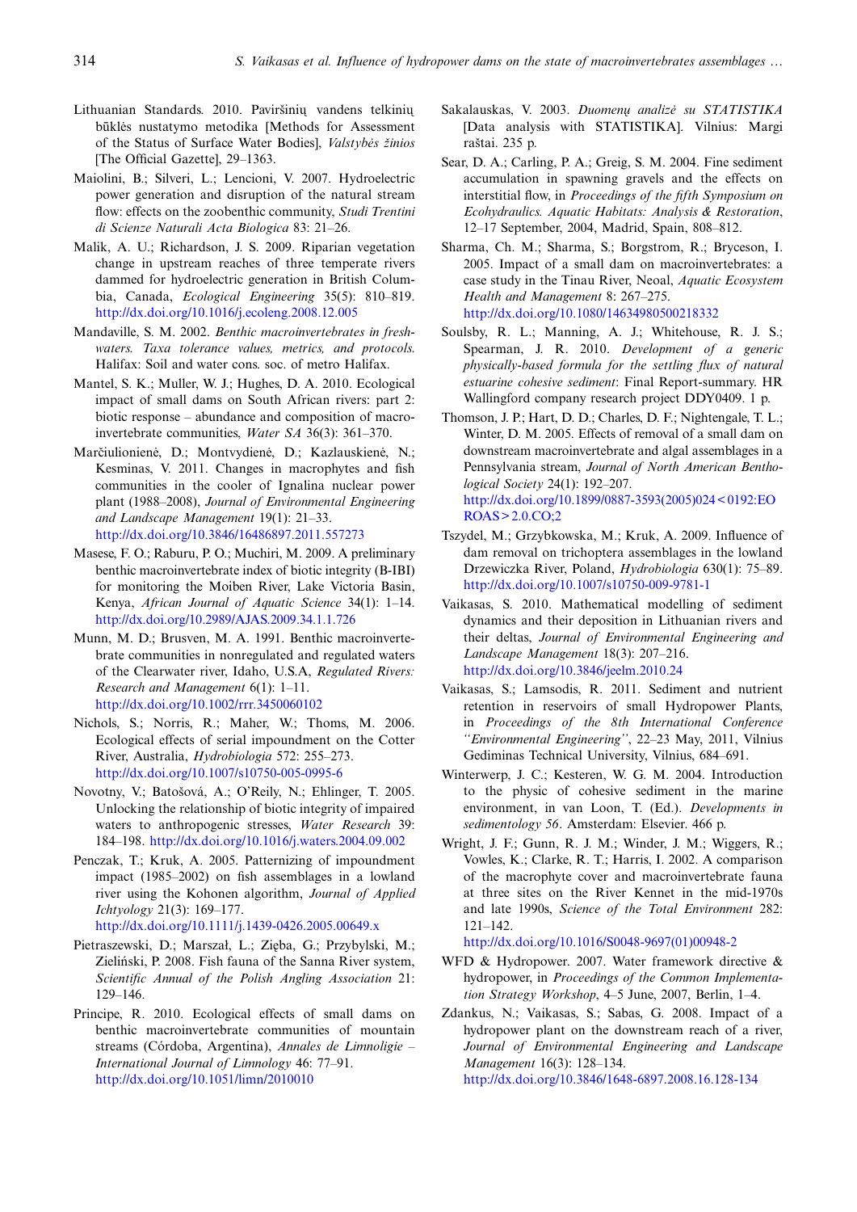Lithuanian Standards. 2010. Paviršinių vandens telkinių būklės nustatymo metodika [Methods for Assessment of the Status of Surface Water Bodies], *Valstybės žinios* [The Official Gazette], 29–1363.

Maiolini, B.; Silveri, L.; Lencioni, V. 2007. Hydroelectric power generation and disruption of the natural stream flow: effects on the zoobenthic community, *Studi Trentini di Scienze Naturali Acta Biologica* 83: 21–26.

Malik, A. U.; Richardson, J. S. 2009. Riparian vegetation change in upstream reaches of three temperate rivers dammed for hydroelectric generation in British Columbia, Canada, *Ecological Engineering* 35(5): 810–819. http://dx.doi.org/10.1016/j.ecoleng.2008.12.005

Mandaville, S. M. 2002. *Benthic macroinvertebrates in freshwaters. Taxa tolerance values, metrics, and protocols.* Halifax: Soil and water cons. soc. of metro Halifax.

Mantel, S. K.; Muller, W. J.; Hughes, D. A. 2010. Ecological impact of small dams on South African rivers: part 2: biotic response – abundance and composition of macroinvertebrate communities, *Water SA* 36(3): 361–370.

Marčiulionienė, D.; Montvydienė, D.; Kazlauskienė, N.; Kesminas, V. 2011. Changes in macrophytes and fish communities in the cooler of Ignalina nuclear power plant (1988–2008), *Journal of Environmental Engineering and Landscape Management* 19(1): 21–33. http://dx.doi.org/10.3846/16486897.2011.557273

Masese, F. O.; Raburu, P. O.; Muchiri, M. 2009. A preliminary benthic macroinvertebrate index of biotic integrity (B-IBI) for monitoring the Moiben River, Lake Victoria Basin, Kenya, *African Journal of Aquatic Science* 34(1): 1–14. http://dx.doi.org/10.2989/AJAS.2009.34.1.1.726

Munn, M. D.; Brusven, M. A. 1991. Benthic macroinvertebrate communities in nonregulated and regulated waters of the Clearwater river, Idaho, U.S.A, *Regulated Rivers: Research and Management* 6(1): 1–11. http://dx.doi.org/10.1002/rrr.3450060102

Nichols, S.; Norris, R.; Maher, W.; Thoms, M. 2006. Ecological effects of serial impoundment on the Cotter River, Australia, *Hydrobiologia* 572: 255–273. http://dx.doi.org/10.1007/s10750-005-0995-6

Novotny, V.; Batošová, A.; O'Reily, N.; Ehlinger, T. 2005. Unlocking the relationship of biotic integrity of impaired waters to anthropogenic stresses, *Water Research* 39: 184–198. http://dx.doi.org/10.1016/j.waters.2004.09.002

Penczak, T.; Kruk, A. 2005. Patternizing of impoundment impact (1985–2002) on fish assemblages in a lowland river using the Kohonen algorithm, *Journal of Applied Ichtyology* 21(3): 169–177. http://dx.doi.org/10.1111/j.1439-0426.2005.00649.x

Pietraszewski, D.; Marszał, L.; Zięba, G.; Przybylski, M.; Zieliński, P. 2008. Fish fauna of the Sanna River system, *Scientific Annual of the Polish Angling Association* 21: 129–146.

Principe, R. 2010. Ecological effects of small dams on benthic macroinvertebrate communities of mountain streams (Córdoba, Argentina), *Annales de Limnologie – International Journal of Limnology* 46: 77–91. http://dx.doi.org/10.1051/limn/2010010

Sakalauskas, V. 2003. *Duomenų analizė su STATISTIKA* [Data analysis with STATISTIKA]. Vilnius: Margi raštai. 235 p.

Sear, D. A.; Carling, P. A.; Greig, S. M. 2004. Fine sediment accumulation in spawning gravels and the effects on interstitial flow, in *Proceedings of the fifth Symposium on Ecohydraulics. Aquatic Habitats: Analysis & Restoration*, 12–17 September, 2004, Madrid, Spain, 808–812.

Sharma, Ch. M.; Sharma, S.; Borgstrom, R.; Bryceson, I. 2005. Impact of a small dam on macroinvertebrates: a case study in the Tinau River, Neoal, *Aquatic Ecosystem Health and Management* 8: 267–275. http://dx.doi.org/10.1080/14634980500218332

Soulsby, R. L.; Manning, A. J.; Whitehouse, R. J. S.; Spearman, J. R. 2010. *Development of a generic physically-based formula for the settling flux of natural estuarine cohesive sediment*: Final Report-summary. HR Wallingford company research project DDY0409. 1 p.

Thomson, J. P.; Hart, D. D.; Charles, D. F.; Nightengale, T. L.; Winter, D. M. 2005. Effects of removal of a small dam on downstream macroinvertebrate and algal assemblages in a Pennsylvania stream, *Journal of North American Benthological Society* 24(1): 192–207. http://dx.doi.org/10.1899/0887-3593(2005)024<0192:EOROAS>2.0.CO;2

Tszydel, M.; Grzybkowska, M.; Kruk, A. 2009. Influence of dam removal on trichoptera assemblages in the lowland Drzewiczka River, Poland, *Hydrobiologia* 630(1): 75–89. http://dx.doi.org/10.1007/s10750-009-9781-1

Vaikasas, S. 2010. Mathematical modelling of sediment dynamics and their deposition in Lithuanian rivers and their deltas, *Journal of Environmental Engineering and Landscape Management* 18(3): 207–216. http://dx.doi.org/10.3846/jeelm.2010.24

Vaikasas, S.; Lamsodis, R. 2011. Sediment and nutrient retention in reservoirs of small Hydropower Plants, in *Proceedings of the 8th International Conference "Environmental Engineering"*, 22–23 May, 2011, Vilnius Gediminas Technical University, Vilnius, 684–691.

Winterwerp, J. C.; Kesteren, W. G. M. 2004. Introduction to the physic of cohesive sediment in the marine environment, in van Loon, T. (Ed.). *Developments in sedimentology 56*. Amsterdam: Elsevier. 466 p.

Wright, J. F.; Gunn, R. J. M.; Winder, J. M.; Wiggers, R.; Vowles, K.; Clarke, R. T.; Harris, I. 2002. A comparison of the macrophyte cover and macroinvertebrate fauna at three sites on the River Kennet in the mid-1970s and late 1990s, *Science of the Total Environment* 282: 121–142. http://dx.doi.org/10.1016/S0048-9697(01)00948-2

WFD & Hydropower. 2007. Water framework directive & hydropower, in *Proceedings of the Common Implementation Strategy Workshop*, 4–5 June, 2007, Berlin, 1–4.

Zdankus, N.; Vaikasas, S.; Sabas, G. 2008. Impact of a hydropower plant on the downstream reach of a river, *Journal of Environmental Engineering and Landscape Management* 16(3): 128–134. http://dx.doi.org/10.3846/1648-6897.2008.16.128-134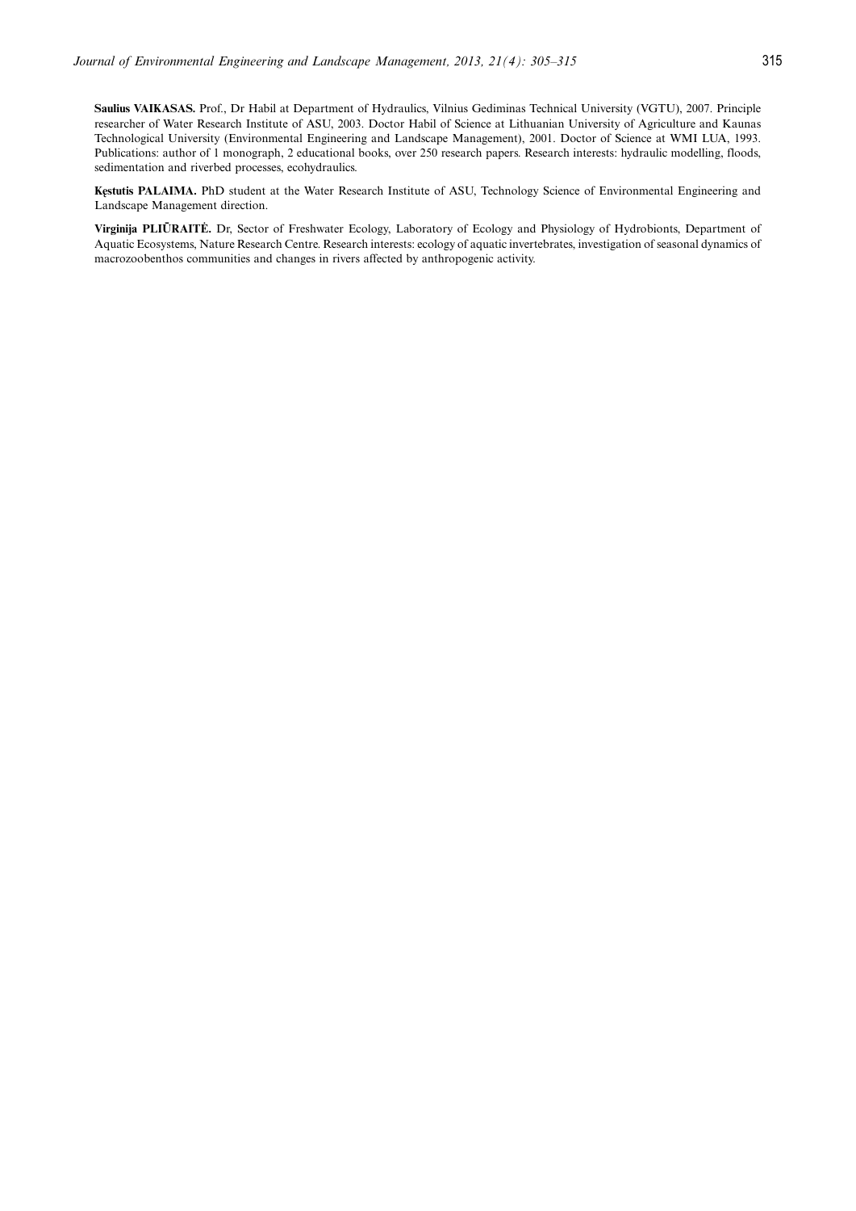**Saulius VAIKASAS.** Prof., Dr Habil at Department of Hydraulics, Vilnius Gediminas Technical University (VGTU), 2007. Principle researcher of Water Research Institute of ASU, 2003. Doctor Habil of Science at Lithuanian University of Agriculture and Kaunas Technological University (Environmental Engineering and Landscape Management), 2001. Doctor of Science at WMI LUA, 1993. Publications: author of 1 monograph, 2 educational books, over 250 research papers. Research interests: hydraulic modelling, floods, sedimentation and riverbed processes, ecohydraulics.

**Kęstutis PALAIMA.** PhD student at the Water Research Institute of ASU, Technology Science of Environmental Engineering and Landscape Management direction.

**Virginija PLIŪRAITĖ.** Dr, Sector of Freshwater Ecology, Laboratory of Ecology and Physiology of Hydrobionts, Department of Aquatic Ecosystems, Nature Research Centre. Research interests: ecology of aquatic invertebrates, investigation of seasonal dynamics of macrozoobenthos communities and changes in rivers affected by anthropogenic activity.